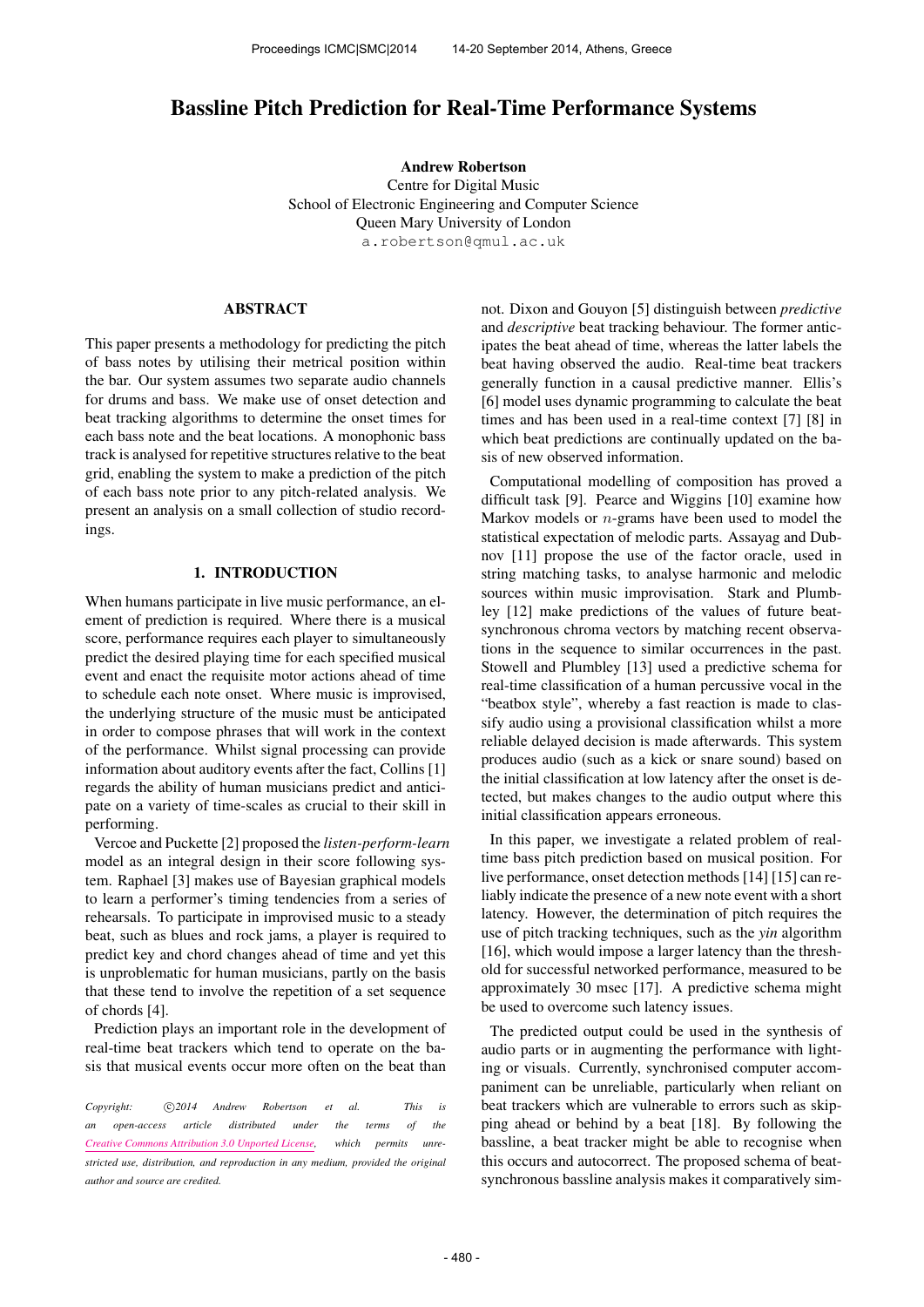# Bassline Pitch Prediction for Real-Time Performance Systems

**Andrew Robertson**
Centre for Digital Music
School of Electronic Engineering and Computer Science
Queen Mary University of London
a.robertson@qmul.ac.uk

## ABSTRACT

This paper presents a methodology for predicting the pitch of bass notes by utilising their metrical position within the bar. Our system assumes two separate audio channels for drums and bass. We make use of onset detection and beat tracking algorithms to determine the onset times for each bass note and the beat locations. A monophonic bass track is analysed for repetitive structures relative to the beat grid, enabling the system to make a prediction of the pitch of each bass note prior to any pitch-related analysis. We present an analysis on a small collection of studio recordings.

## 1. INTRODUCTION

When humans participate in live music performance, an element of prediction is required. Where there is a musical score, performance requires each player to simultaneously predict the desired playing time for each specified musical event and enact the requisite motor actions ahead of time to schedule each note onset. Where music is improvised, the underlying structure of the music must be anticipated in order to compose phrases that will work in the context of the performance. Whilst signal processing can provide information about auditory events after the fact, Collins [1] regards the ability of human musicians predict and anticipate on a variety of time-scales as crucial to their skill in performing.

Vercoe and Puckette [2] proposed the *listen-perform-learn* model as an integral design in their score following system. Raphael [3] makes use of Bayesian graphical models to learn a performer's timing tendencies from a series of rehearsals. To participate in improvised music to a steady beat, such as blues and rock jams, a player is required to predict key and chord changes ahead of time and yet this is unproblematic for human musicians, partly on the basis that these tend to involve the repetition of a set sequence of chords [4].

Prediction plays an important role in the development of real-time beat trackers which tend to operate on the basis that musical events occur more often on the beat than not. Dixon and Gouyon [5] distinguish between *predictive* and *descriptive* beat tracking behaviour. The former anticipates the beat ahead of time, whereas the latter labels the beat having observed the audio. Real-time beat trackers generally function in a causal predictive manner. Ellis's [6] model uses dynamic programming to calculate the beat times and has been used in a real-time context [7] [8] in which beat predictions are continually updated on the basis of new observed information.

Computational modelling of composition has proved a difficult task [9]. Pearce and Wiggins [10] examine how Markov models or $n$-grams have been used to model the statistical expectation of melodic parts. Assayag and Dubnov [11] propose the use of the factor oracle, used in string matching tasks, to analyse harmonic and melodic sources within music improvisation. Stark and Plumbley [12] make predictions of the values of future beat-synchronous chroma vectors by matching recent observations in the sequence to similar occurrences in the past. Stowell and Plumbley [13] used a predictive schema for real-time classification of a human percussive vocal in the "beatbox style", whereby a fast reaction is made to classify audio using a provisional classification whilst a more reliable delayed decision is made afterwards. This system produces audio (such as a kick or snare sound) based on the initial classification at low latency after the onset is detected, but makes changes to the audio output where this initial classification appears erroneous.

In this paper, we investigate a related problem of real-time bass pitch prediction based on musical position. For live performance, onset detection methods [14] [15] can reliably indicate the presence of a new note event with a short latency. However, the determination of pitch requires the use of pitch tracking techniques, such as the *yin* algorithm [16], which would impose a larger latency than the threshold for successful networked performance, measured to be approximately 30 msec [17]. A predictive schema might be used to overcome such latency issues.

The predicted output could be used in the synthesis of audio parts or in augmenting the performance with lighting or visuals. Currently, synchronised computer accompaniment can be unreliable, particularly when reliant on beat trackers which are vulnerable to errors such as skipping ahead or behind by a beat [18]. By following the bassline, a beat tracker might be able to recognise when this occurs and autocorrect. The proposed schema of beat-synchronous bassline analysis makes it comparatively sim-

*Copyright: ©2014 Andrew Robertson et al. This is an open-access article distributed under the terms of the Creative Commons Attribution 3.0 Unported License, which permits unrestricted use, distribution, and reproduction in any medium, provided the original author and source are credited.*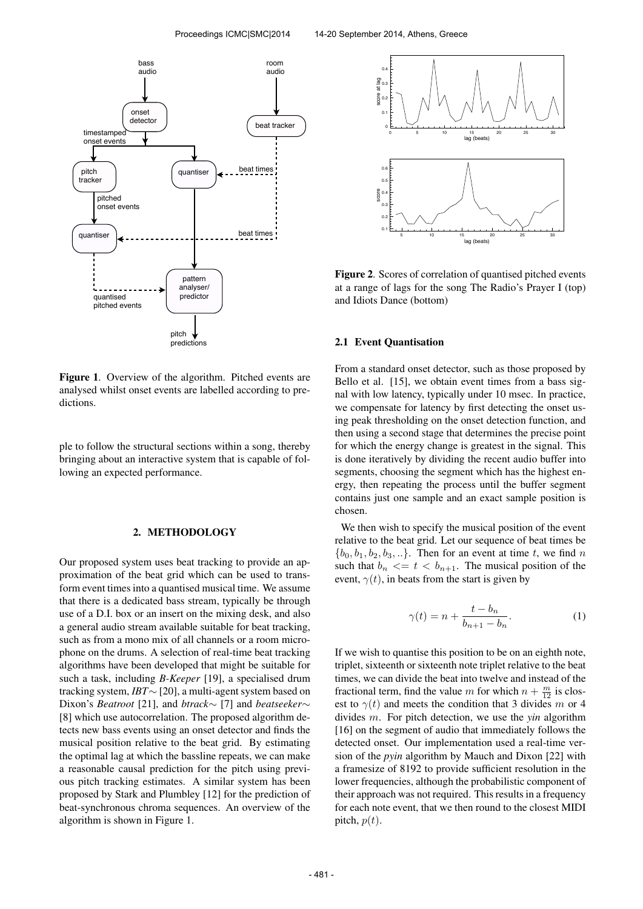Figure 1. Overview of the algorithm. Pitched events are analysed whilst onset events are labelled according to predictions.

ple to follow the structural sections within a song, thereby bringing about an interactive system that is capable of following an expected performance.

## 2. METHODOLOGY

Our proposed system uses beat tracking to provide an approximation of the beat grid which can be used to transform event times into a quantised musical time. We assume that there is a dedicated bass stream, typically be through use of a D.I. box or an insert on the mixing desk, and also a general audio stream available suitable for beat tracking, such as from a mono mix of all channels or a room microphone on the drums. A selection of real-time beat tracking algorithms have been developed that might be suitable for such a task, including *B-Keeper* [19], a specialised drum tracking system, *IBT~* [20], a multi-agent system based on Dixon's *Beatroot* [21], and *btrack~* [7] and *beatseeker~* [8] which use autocorrelation. The proposed algorithm detects new bass events using an onset detector and finds the musical position relative to the beat grid. By estimating the optimal lag at which the bassline repeats, we can make a reasonable causal prediction for the pitch using previous pitch tracking estimates. A similar system has been proposed by Stark and Plumbley [12] for the prediction of beat-synchronous chroma sequences. An overview of the algorithm is shown in Figure 1.

Figure 2. Scores of correlation of quantised pitched events at a range of lags for the song The Radio's Prayer I (top) and Idiots Dance (bottom)

### 2.1 Event Quantisation

From a standard onset detector, such as those proposed by Bello et al. [15], we obtain event times from a bass signal with low latency, typically under 10 msec. In practice, we compensate for latency by first detecting the onset using peak thresholding on the onset detection function, and then using a second stage that determines the precise point for which the energy change is greatest in the signal. This is done iteratively by dividing the recent audio buffer into segments, choosing the segment which has the highest energy, then repeating the process until the buffer segment contains just one sample and an exact sample position is chosen.

We then wish to specify the musical position of the event relative to the beat grid. Let our sequence of beat times be $\{b_0, b_1, b_2, b_3, ..\}$. Then for an event at time $t$, we find $n$ such that $b_n <= t < b_{n+1}$. The musical position of the event, $\gamma(t)$, in beats from the start is given by

$$\gamma(t) = n + \frac{t - b_n}{b_{n+1} - b_n}. \tag{1}$$

If we wish to quantise this position to be on an eighth note, triplet, sixteenth or sixteenth note triplet relative to the beat times, we can divide the beat into twelve and instead of the fractional term, find the value $m$ for which $n + \frac{m}{12}$ is closest to $\gamma(t)$ and meets the condition that 3 divides $m$ or 4 divides $m$. For pitch detection, we use the *yin* algorithm [16] on the segment of audio that immediately follows the detected onset. Our implementation used a real-time version of the *pyin* algorithm by Mauch and Dixon [22] with a framesize of 8192 to provide sufficient resolution in the lower frequencies, although the probabilistic component of their approach was not required. This results in a frequency for each note event, that we then round to the closest MIDI pitch, $p(t)$.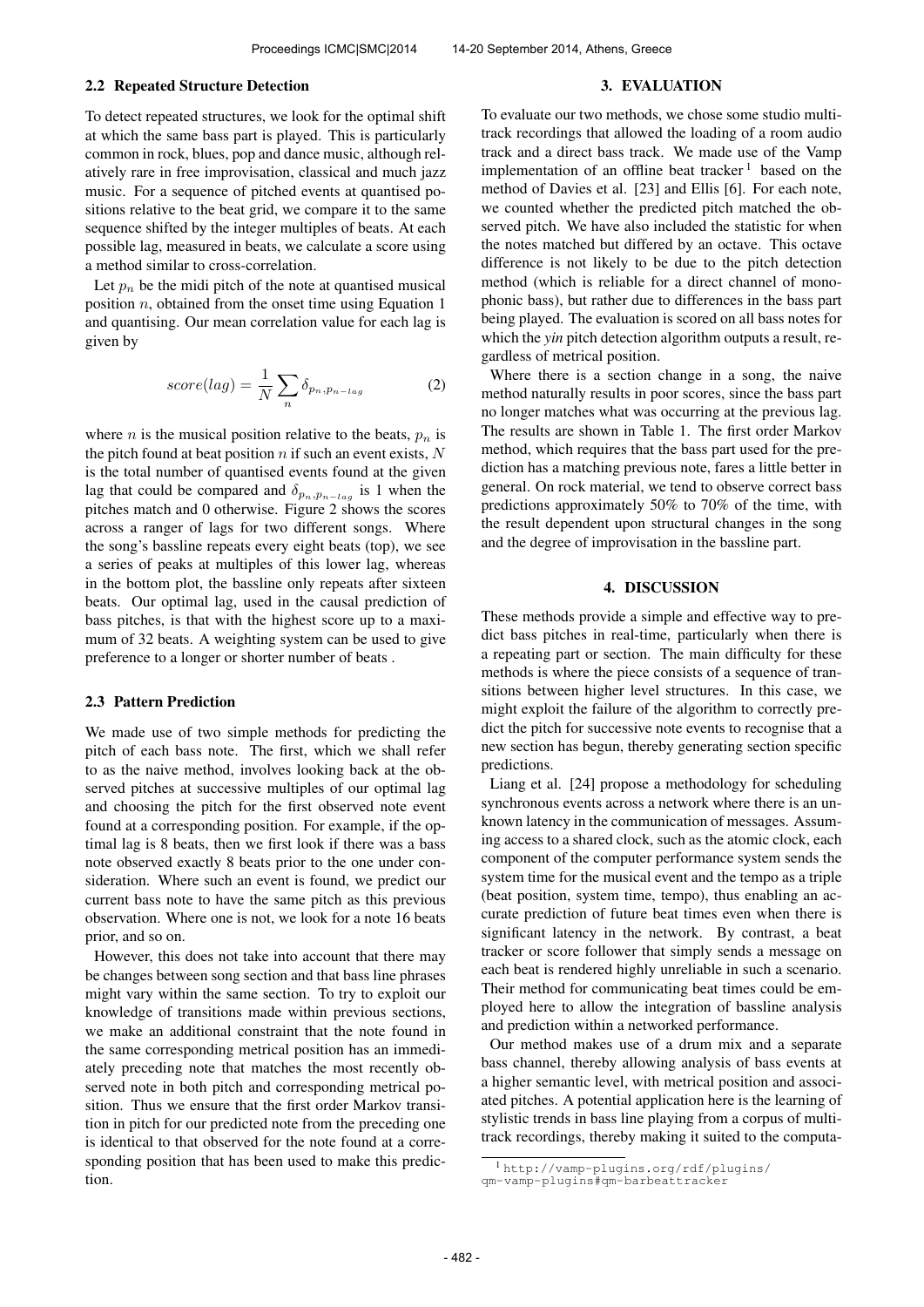### 2.2 Repeated Structure Detection

To detect repeated structures, we look for the optimal shift at which the same bass part is played. This is particularly common in rock, blues, pop and dance music, although relatively rare in free improvisation, classical and much jazz music. For a sequence of pitched events at quantised positions relative to the beat grid, we compare it to the same sequence shifted by the integer multiples of beats. At each possible lag, measured in beats, we calculate a score using a method similar to cross-correlation.

Let $p_n$ be the midi pitch of the note at quantised musical position $n$, obtained from the onset time using Equation 1 and quantising. Our mean correlation value for each lag is given by

$$score(lag) = \frac{1}{N} \sum_{n} \delta_{p_n, p_{n-lag}} \tag{2}$$

where $n$ is the musical position relative to the beats, $p_n$ is the pitch found at beat position $n$ if such an event exists, $N$ is the total number of quantised events found at the given lag that could be compared and $\delta_{p_n, p_{n-lag}}$ is 1 when the pitches match and 0 otherwise. Figure 2 shows the scores across a ranger of lags for two different songs. Where the song's bassline repeats every eight beats (top), we see a series of peaks at multiples of this lower lag, whereas in the bottom plot, the bassline only repeats after sixteen beats. Our optimal lag, used in the causal prediction of bass pitches, is that with the highest score up to a maximum of 32 beats. A weighting system can be used to give preference to a longer or shorter number of beats .

### 2.3 Pattern Prediction

We made use of two simple methods for predicting the pitch of each bass note. The first, which we shall refer to as the naive method, involves looking back at the observed pitches at successive multiples of our optimal lag and choosing the pitch for the first observed note event found at a corresponding position. For example, if the optimal lag is 8 beats, then we first look if there was a bass note observed exactly 8 beats prior to the one under consideration. Where such an event is found, we predict our current bass note to have the same pitch as this previous observation. Where one is not, we look for a note 16 beats prior, and so on.

However, this does not take into account that there may be changes between song section and that bass line phrases might vary within the same section. To try to exploit our knowledge of transitions made within previous sections, we make an additional constraint that the note found in the same corresponding metrical position has an immediately preceding note that matches the most recently observed note in both pitch and corresponding metrical position. Thus we ensure that the first order Markov transition in pitch for our predicted note from the preceding one is identical to that observed for the note found at a corresponding position that has been used to make this prediction.

## 3. EVALUATION

To evaluate our two methods, we chose some studio multitrack recordings that allowed the loading of a room audio track and a direct bass track. We made use of the Vamp implementation of an offline beat tracker [1] based on the method of Davies et al. [23] and Ellis [6]. For each note, we counted whether the predicted pitch matched the observed pitch. We have also included the statistic for when the notes matched but differed by an octave. This octave difference is not likely to be due to the pitch detection method (which is reliable for a direct channel of monophonic bass), but rather due to differences in the bass part being played. The evaluation is scored on all bass notes for which the *yin* pitch detection algorithm outputs a result, regardless of metrical position.

Where there is a section change in a song, the naive method naturally results in poor scores, since the bass part no longer matches what was occurring at the previous lag. The results are shown in Table 1. The first order Markov method, which requires that the bass part used for the prediction has a matching previous note, fares a little better in general. On rock material, we tend to observe correct bass predictions approximately 50% to 70% of the time, with the result dependent upon structural changes in the song and the degree of improvisation in the bassline part.

## 4. DISCUSSION

These methods provide a simple and effective way to predict bass pitches in real-time, particularly when there is a repeating part or section. The main difficulty for these methods is where the piece consists of a sequence of transitions between higher level structures. In this case, we might exploit the failure of the algorithm to correctly predict the pitch for successive note events to recognise that a new section has begun, thereby generating section specific predictions.

Liang et al. [24] propose a methodology for scheduling synchronous events across a network where there is an unknown latency in the communication of messages. Assuming access to a shared clock, such as the atomic clock, each component of the computer performance system sends the system time for the musical event and the tempo as a triple (beat position, system time, tempo), thus enabling an accurate prediction of future beat times even when there is significant latency in the network. By contrast, a beat tracker or score follower that simply sends a message on each beat is rendered highly unreliable in such a scenario. Their method for communicating beat times could be employed here to allow the integration of bassline analysis and prediction within a networked performance.

Our method makes use of a drum mix and a separate bass channel, thereby allowing analysis of bass events at a higher semantic level, with metrical position and associated pitches. A potential application here is the learning of stylistic trends in bass line playing from a corpus of multitrack recordings, thereby making it suited to the computa-

[1] http://vamp-plugins.org/rdf/plugins/qm-vamp-plugins#qm-barbeattracker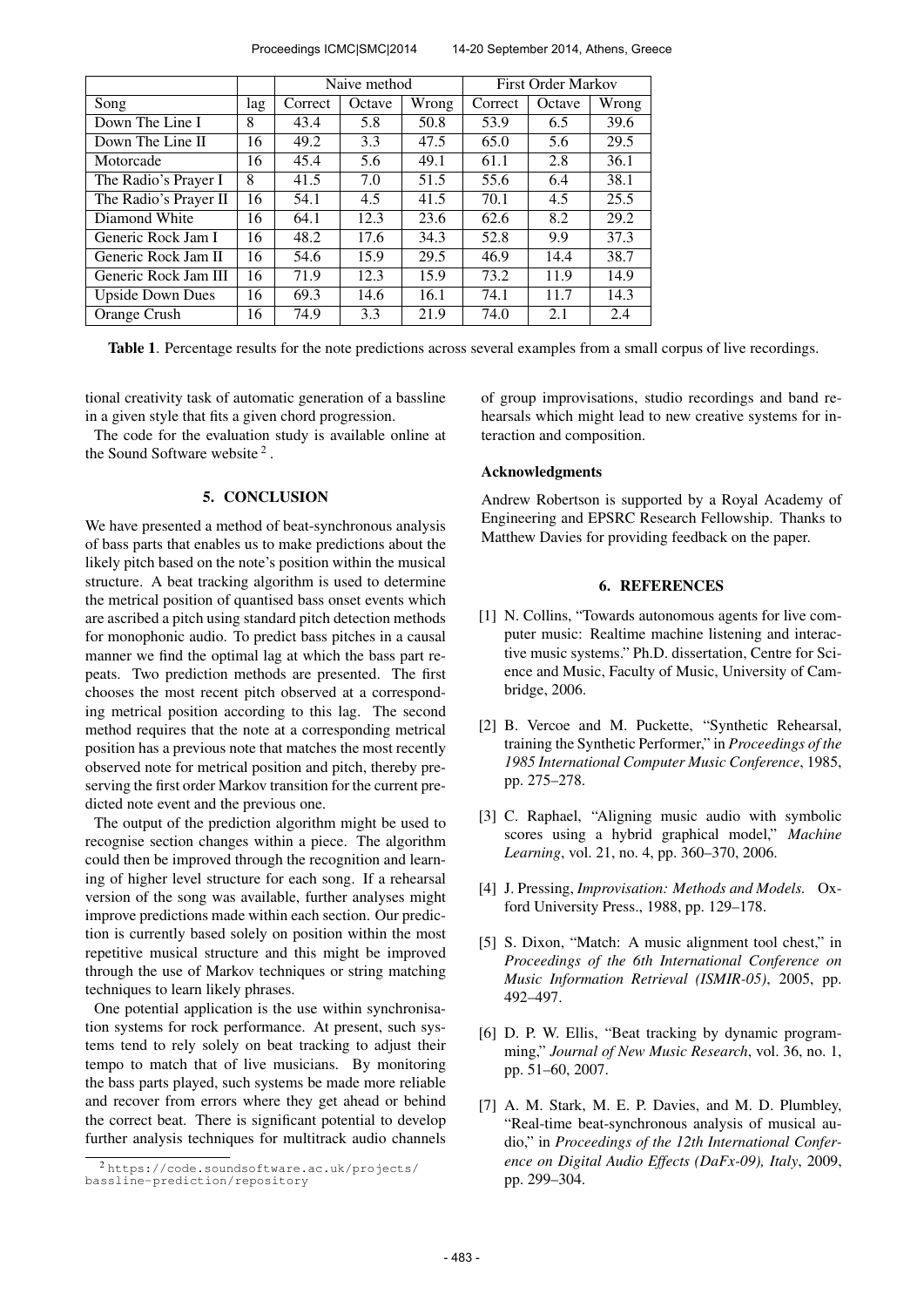| | | Naive method | | | First Order Markov | | |
|---|---|---|---|---|---|---|---|
| Song | lag | Correct | Octave | Wrong | Correct | Octave | Wrong |
| Down The Line I | 8 | 43.4 | 5.8 | 50.8 | 53.9 | 6.5 | 39.6 |
| Down The Line II | 16 | 49.2 | 3.3 | 47.5 | 65.0 | 5.6 | 29.5 |
| Motorcade | 16 | 45.4 | 5.6 | 49.1 | 61.1 | 2.8 | 36.1 |
| The Radio's Prayer I | 8 | 41.5 | 7.0 | 51.5 | 55.6 | 6.4 | 38.1 |
| The Radio's Prayer II | 16 | 54.1 | 4.5 | 41.5 | 70.1 | 4.5 | 25.5 |
| Diamond White | 16 | 64.1 | 12.3 | 23.6 | 62.6 | 8.2 | 29.2 |
| Generic Rock Jam I | 16 | 48.2 | 17.6 | 34.3 | 52.8 | 9.9 | 37.3 |
| Generic Rock Jam II | 16 | 54.6 | 15.9 | 29.5 | 46.9 | 14.4 | 38.7 |
| Generic Rock Jam III | 16 | 71.9 | 12.3 | 15.9 | 73.2 | 11.9 | 14.9 |
| Upside Down Dues | 16 | 69.3 | 14.6 | 16.1 | 74.1 | 11.7 | 14.3 |
| Orange Crush | 16 | 74.9 | 3.3 | 21.9 | 74.0 | 2.1 | 2.4 |

**Table 1**. Percentage results for the note predictions across several examples from a small corpus of live recordings.

tional creativity task of automatic generation of a bassline in a given style that fits a given chord progression.

The code for the evaluation study is available online at the Sound Software website [2].

## 5. CONCLUSION

We have presented a method of beat-synchronous analysis of bass parts that enables us to make predictions about the likely pitch based on the note's position within the musical structure. A beat tracking algorithm is used to determine the metrical position of quantised bass onset events which are ascribed a pitch using standard pitch detection methods for monophonic audio. To predict bass pitches in a causal manner we find the optimal lag at which the bass part repeats. Two prediction methods are presented. The first chooses the most recent pitch observed at a corresponding metrical position according to this lag. The second method requires that the note at a corresponding metrical position has a previous note that matches the most recently observed note for metrical position and pitch, thereby preserving the first order Markov transition for the current predicted note event and the previous one.

The output of the prediction algorithm might be used to recognise section changes within a piece. The algorithm could then be improved through the recognition and learning of higher level structure for each song. If a rehearsal version of the song was available, further analyses might improve predictions made within each section. Our prediction is currently based solely on position within the most repetitive musical structure and this might be improved through the use of Markov techniques or string matching techniques to learn likely phrases.

One potential application is the use within synchronisation systems for rock performance. At present, such systems tend to rely solely on beat tracking to adjust their tempo to match that of live musicians. By monitoring the bass parts played, such systems be made more reliable and recover from errors where they get ahead or behind the correct beat. There is significant potential to develop further analysis techniques for multitrack audio channels of group improvisations, studio recordings and band rehearsals which might lead to new creative systems for interaction and composition.

[2] https://code.soundsoftware.ac.uk/projects/bassline-prediction/repository

### Acknowledgments

Andrew Robertson is supported by a Royal Academy of Engineering and EPSRC Research Fellowship. Thanks to Matthew Davies for providing feedback on the paper.

## 6. REFERENCES

[1] N. Collins, "Towards autonomous agents for live computer music: Realtime machine listening and interactive music systems." Ph.D. dissertation, Centre for Science and Music, Faculty of Music, University of Cambridge, 2006.

[2] B. Vercoe and M. Puckette, "Synthetic Rehearsal, training the Synthetic Performer," in *Proceedings of the 1985 International Computer Music Conference*, 1985, pp. 275–278.

[3] C. Raphael, "Aligning music audio with symbolic scores using a hybrid graphical model," *Machine Learning*, vol. 21, no. 4, pp. 360–370, 2006.

[4] J. Pressing, *Improvisation: Methods and Models.* Oxford University Press., 1988, pp. 129–178.

[5] S. Dixon, "Match: A music alignment tool chest," in *Proceedings of the 6th International Conference on Music Information Retrieval (ISMIR-05)*, 2005, pp. 492–497.

[6] D. P. W. Ellis, "Beat tracking by dynamic programming," *Journal of New Music Research*, vol. 36, no. 1, pp. 51–60, 2007.

[7] A. M. Stark, M. E. P. Davies, and M. D. Plumbley, "Real-time beat-synchronous analysis of musical audio," in *Proceedings of the 12th International Conference on Digital Audio Effects (DaFx-09), Italy*, 2009, pp. 299–304.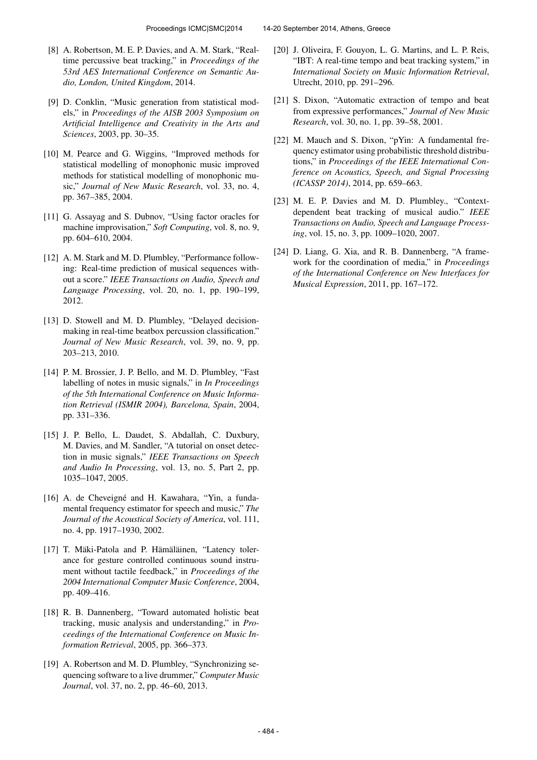[8] A. Robertson, M. E. P. Davies, and A. M. Stark, "Real-time percussive beat tracking," in *Proceedings of the 53rd AES International Conference on Semantic Audio, London, United Kingdom*, 2014.

[9] D. Conklin, "Music generation from statistical models," in *Proceedings of the AISB 2003 Symposium on Artificial Intelligence and Creativity in the Arts and Sciences*, 2003, pp. 30–35.

[10] M. Pearce and G. Wiggins, "Improved methods for statistical modelling of monophonic music improved methods for statistical modelling of monophonic music," *Journal of New Music Research*, vol. 33, no. 4, pp. 367–385, 2004.

[11] G. Assayag and S. Dubnov, "Using factor oracles for machine improvisation," *Soft Computing*, vol. 8, no. 9, pp. 604–610, 2004.

[12] A. M. Stark and M. D. Plumbley, "Performance following: Real-time prediction of musical sequences without a score." *IEEE Transactions on Audio, Speech and Language Processing*, vol. 20, no. 1, pp. 190–199, 2012.

[13] D. Stowell and M. D. Plumbley, "Delayed decision-making in real-time beatbox percussion classification." *Journal of New Music Research*, vol. 39, no. 9, pp. 203–213, 2010.

[14] P. M. Brossier, J. P. Bello, and M. D. Plumbley, "Fast labelling of notes in music signals," in *In Proceedings of the 5th International Conference on Music Information Retrieval (ISMIR 2004), Barcelona, Spain*, 2004, pp. 331–336.

[15] J. P. Bello, L. Daudet, S. Abdallah, C. Duxbury, M. Davies, and M. Sandler, "A tutorial on onset detection in music signals," *IEEE Transactions on Speech and Audio In Processing*, vol. 13, no. 5, Part 2, pp. 1035–1047, 2005.

[16] A. de Cheveigné and H. Kawahara, "Yin, a fundamental frequency estimator for speech and music," *The Journal of the Acoustical Society of America*, vol. 111, no. 4, pp. 1917–1930, 2002.

[17] T. Mäki-Patola and P. Hämäläinen, "Latency tolerance for gesture controlled continuous sound instrument without tactile feedback," in *Proceedings of the 2004 International Computer Music Conference*, 2004, pp. 409–416.

[18] R. B. Dannenberg, "Toward automated holistic beat tracking, music analysis and understanding," in *Proceedings of the International Conference on Music Information Retrieval*, 2005, pp. 366–373.

[19] A. Robertson and M. D. Plumbley, "Synchronizing sequencing software to a live drummer," *Computer Music Journal*, vol. 37, no. 2, pp. 46–60, 2013.

[20] J. Oliveira, F. Gouyon, L. G. Martins, and L. P. Reis, "IBT: A real-time tempo and beat tracking system," in *International Society on Music Information Retrieval*, Utrecht, 2010, pp. 291–296.

[21] S. Dixon, "Automatic extraction of tempo and beat from expressive performances," *Journal of New Music Research*, vol. 30, no. 1, pp. 39–58, 2001.

[22] M. Mauch and S. Dixon, "pYin: A fundamental frequency estimator using probabilistic threshold distributions," in *Proceedings of the IEEE International Conference on Acoustics, Speech, and Signal Processing (ICASSP 2014)*, 2014, pp. 659–663.

[23] M. E. P. Davies and M. D. Plumbley., "Context-dependent beat tracking of musical audio." *IEEE Transactions on Audio, Speech and Language Processing*, vol. 15, no. 3, pp. 1009–1020, 2007.

[24] D. Liang, G. Xia, and R. B. Dannenberg, "A framework for the coordination of media," in *Proceedings of the International Conference on New Interfaces for Musical Expression*, 2011, pp. 167–172.